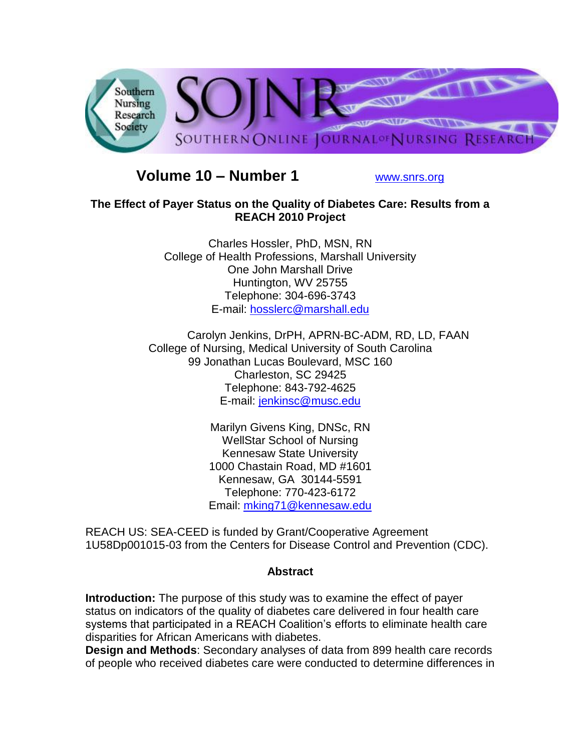Southern Nursing Research Society

SOJNR

SOUTHERN ONLINE JOURNAL OF NURSING RESEARCH

**Volume 10 – Number 1** www.snrs.org

# The Effect of Payer Status on the Quality of Diabetes Care: Results from a REACH 2010 Project

Charles Hossler, PhD, MSN, RN
College of Health Professions, Marshall University
One John Marshall Drive
Huntington, WV 25755
Telephone: 304-696-3743
E-mail: hosslerc@marshall.edu

Carolyn Jenkins, DrPH, APRN-BC-ADM, RD, LD, FAAN
College of Nursing, Medical University of South Carolina
99 Jonathan Lucas Boulevard, MSC 160
Charleston, SC 29425
Telephone: 843-792-4625
E-mail: jenkinsc@musc.edu

Marilyn Givens King, DNSc, RN
WellStar School of Nursing
Kennesaw State University
1000 Chastain Road, MD #1601
Kennesaw, GA 30144-5591
Telephone: 770-423-6172
Email: mking71@kennesaw.edu

REACH US: SEA-CEED is funded by Grant/Cooperative Agreement 1U58Dp001015-03 from the Centers for Disease Control and Prevention (CDC).

## Abstract

**Introduction:** The purpose of this study was to examine the effect of payer status on indicators of the quality of diabetes care delivered in four health care systems that participated in a REACH Coalition's efforts to eliminate health care disparities for African Americans with diabetes.

**Design and Methods**: Secondary analyses of data from 899 health care records of people who received diabetes care were conducted to determine differences in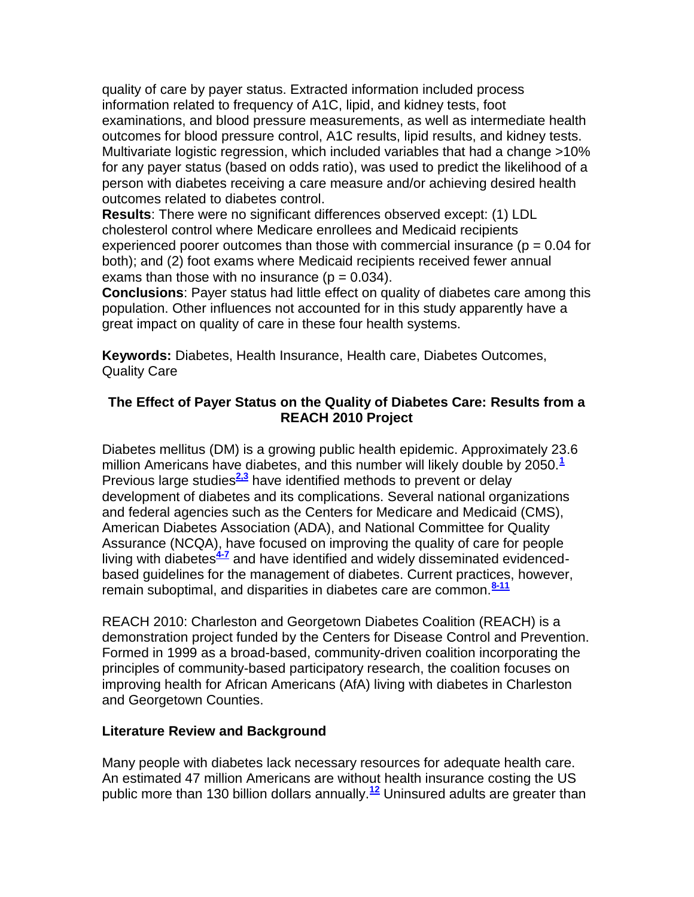quality of care by payer status. Extracted information included process information related to frequency of A1C, lipid, and kidney tests, foot examinations, and blood pressure measurements, as well as intermediate health outcomes for blood pressure control, A1C results, lipid results, and kidney tests. Multivariate logistic regression, which included variables that had a change >10% for any payer status (based on odds ratio), was used to predict the likelihood of a person with diabetes receiving a care measure and/or achieving desired health outcomes related to diabetes control.

**Results**: There were no significant differences observed except: (1) LDL cholesterol control where Medicare enrollees and Medicaid recipients experienced poorer outcomes than those with commercial insurance ($p = 0.04$ for both); and (2) foot exams where Medicaid recipients received fewer annual exams than those with no insurance ($p = 0.034$).

**Conclusions**: Payer status had little effect on quality of diabetes care among this population. Other influences not accounted for in this study apparently have a great impact on quality of care in these four health systems.

**Keywords:** Diabetes, Health Insurance, Health care, Diabetes Outcomes, Quality Care

## The Effect of Payer Status on the Quality of Diabetes Care: Results from a REACH 2010 Project

Diabetes mellitus (DM) is a growing public health epidemic. Approximately 23.6 million Americans have diabetes, and this number will likely double by 2050.[1] Previous large studies[2,3] have identified methods to prevent or delay development of diabetes and its complications. Several national organizations and federal agencies such as the Centers for Medicare and Medicaid (CMS), American Diabetes Association (ADA), and National Committee for Quality Assurance (NCQA), have focused on improving the quality of care for people living with diabetes[4-7] and have identified and widely disseminated evidenced-based guidelines for the management of diabetes. Current practices, however, remain suboptimal, and disparities in diabetes care are common.[8-11]

REACH 2010: Charleston and Georgetown Diabetes Coalition (REACH) is a demonstration project funded by the Centers for Disease Control and Prevention. Formed in 1999 as a broad-based, community-driven coalition incorporating the principles of community-based participatory research, the coalition focuses on improving health for African Americans (AfA) living with diabetes in Charleston and Georgetown Counties.

### Literature Review and Background

Many people with diabetes lack necessary resources for adequate health care. An estimated 47 million Americans are without health insurance costing the US public more than 130 billion dollars annually.[12] Uninsured adults are greater than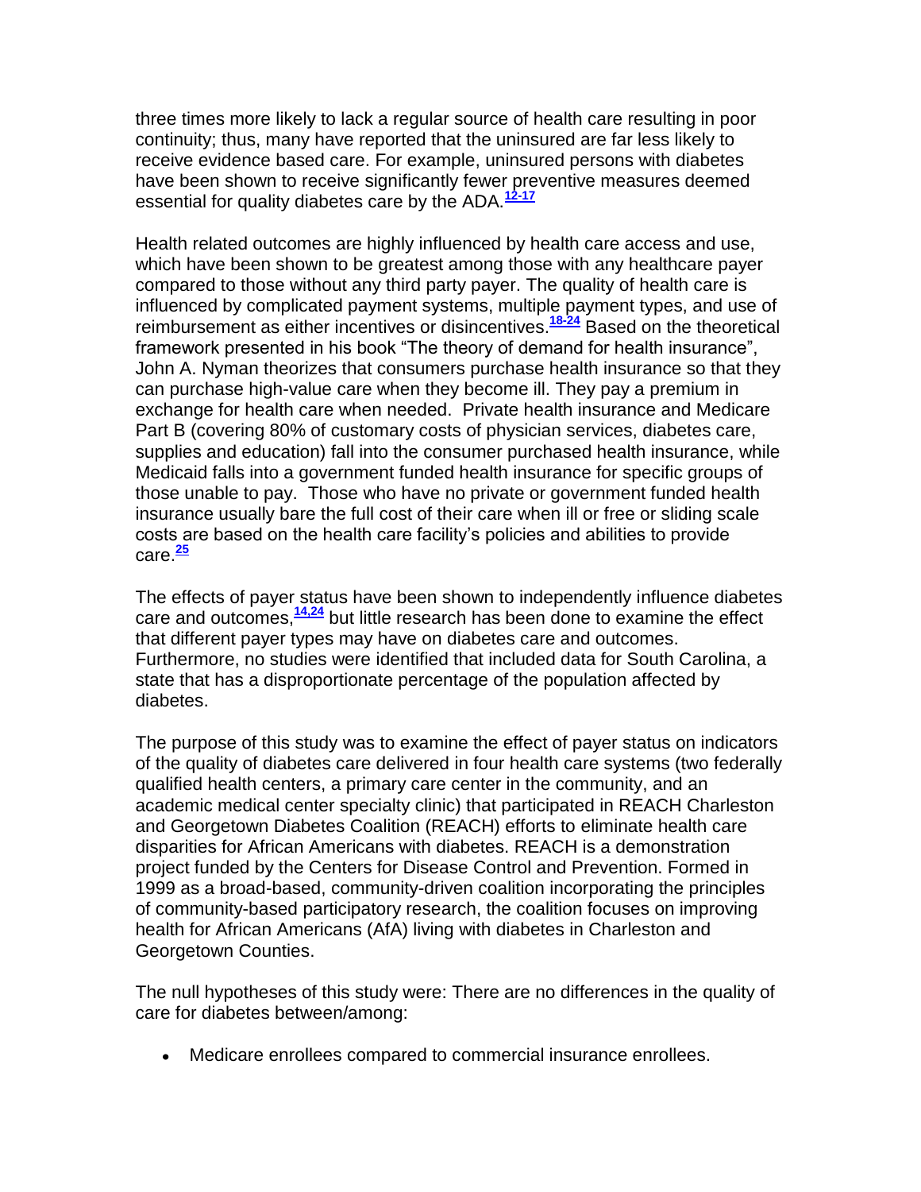three times more likely to lack a regular source of health care resulting in poor continuity; thus, many have reported that the uninsured are far less likely to receive evidence based care. For example, uninsured persons with diabetes have been shown to receive significantly fewer preventive measures deemed essential for quality diabetes care by the ADA.[12-17]

Health related outcomes are highly influenced by health care access and use, which have been shown to be greatest among those with any healthcare payer compared to those without any third party payer. The quality of health care is influenced by complicated payment systems, multiple payment types, and use of reimbursement as either incentives or disincentives.[18-24] Based on the theoretical framework presented in his book "The theory of demand for health insurance", John A. Nyman theorizes that consumers purchase health insurance so that they can purchase high-value care when they become ill. They pay a premium in exchange for health care when needed. Private health insurance and Medicare Part B (covering 80% of customary costs of physician services, diabetes care, supplies and education) fall into the consumer purchased health insurance, while Medicaid falls into a government funded health insurance for specific groups of those unable to pay. Those who have no private or government funded health insurance usually bare the full cost of their care when ill or free or sliding scale costs are based on the health care facility's policies and abilities to provide care.[25]

The effects of payer status have been shown to independently influence diabetes care and outcomes,[14,24] but little research has been done to examine the effect that different payer types may have on diabetes care and outcomes. Furthermore, no studies were identified that included data for South Carolina, a state that has a disproportionate percentage of the population affected by diabetes.

The purpose of this study was to examine the effect of payer status on indicators of the quality of diabetes care delivered in four health care systems (two federally qualified health centers, a primary care center in the community, and an academic medical center specialty clinic) that participated in REACH Charleston and Georgetown Diabetes Coalition (REACH) efforts to eliminate health care disparities for African Americans with diabetes. REACH is a demonstration project funded by the Centers for Disease Control and Prevention. Formed in 1999 as a broad-based, community-driven coalition incorporating the principles of community-based participatory research, the coalition focuses on improving health for African Americans (AfA) living with diabetes in Charleston and Georgetown Counties.

The null hypotheses of this study were: There are no differences in the quality of care for diabetes between/among:

- Medicare enrollees compared to commercial insurance enrollees.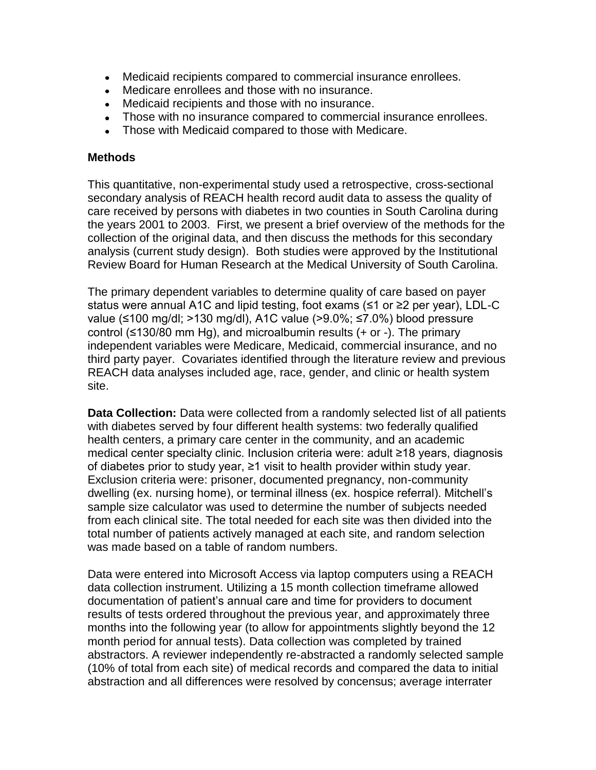- Medicaid recipients compared to commercial insurance enrollees.
- Medicare enrollees and those with no insurance.
- Medicaid recipients and those with no insurance.
- Those with no insurance compared to commercial insurance enrollees.
- Those with Medicaid compared to those with Medicare.

**Methods**

This quantitative, non-experimental study used a retrospective, cross-sectional secondary analysis of REACH health record audit data to assess the quality of care received by persons with diabetes in two counties in South Carolina during the years 2001 to 2003. First, we present a brief overview of the methods for the collection of the original data, and then discuss the methods for this secondary analysis (current study design). Both studies were approved by the Institutional Review Board for Human Research at the Medical University of South Carolina.

The primary dependent variables to determine quality of care based on payer status were annual A1C and lipid testing, foot exams (≤1 or ≥2 per year), LDL-C value (≤100 mg/dl; >130 mg/dl), A1C value (>9.0%; ≤7.0%) blood pressure control (≤130/80 mm Hg), and microalbumin results (+ or -). The primary independent variables were Medicare, Medicaid, commercial insurance, and no third party payer. Covariates identified through the literature review and previous REACH data analyses included age, race, gender, and clinic or health system site.

**Data Collection:** Data were collected from a randomly selected list of all patients with diabetes served by four different health systems: two federally qualified health centers, a primary care center in the community, and an academic medical center specialty clinic. Inclusion criteria were: adult ≥18 years, diagnosis of diabetes prior to study year, ≥1 visit to health provider within study year. Exclusion criteria were: prisoner, documented pregnancy, non-community dwelling (ex. nursing home), or terminal illness (ex. hospice referral). Mitchell's sample size calculator was used to determine the number of subjects needed from each clinical site. The total needed for each site was then divided into the total number of patients actively managed at each site, and random selection was made based on a table of random numbers.

Data were entered into Microsoft Access via laptop computers using a REACH data collection instrument. Utilizing a 15 month collection timeframe allowed documentation of patient's annual care and time for providers to document results of tests ordered throughout the previous year, and approximately three months into the following year (to allow for appointments slightly beyond the 12 month period for annual tests). Data collection was completed by trained abstractors. A reviewer independently re-abstracted a randomly selected sample (10% of total from each site) of medical records and compared the data to initial abstraction and all differences were resolved by concensus; average interrater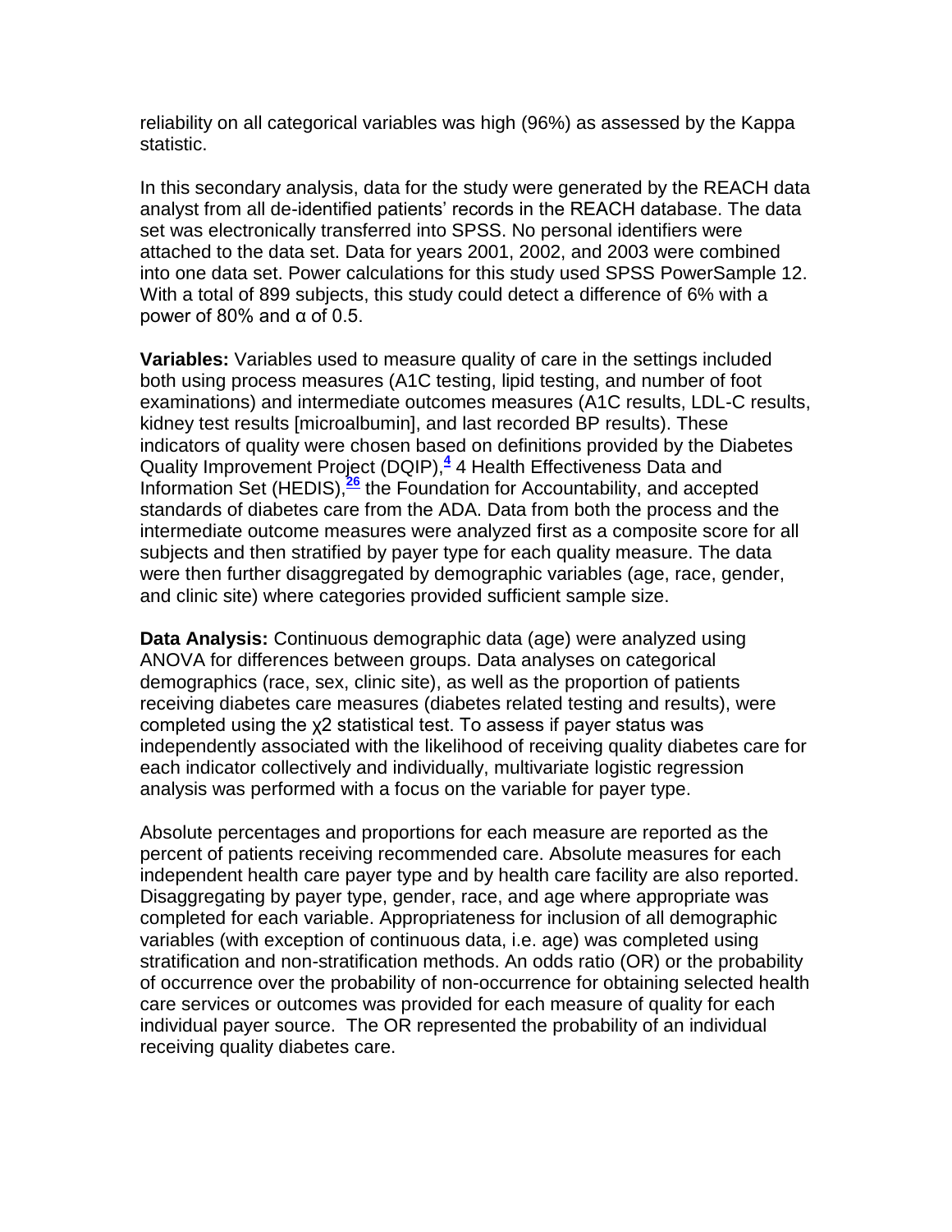reliability on all categorical variables was high (96%) as assessed by the Kappa statistic.

In this secondary analysis, data for the study were generated by the REACH data analyst from all de-identified patients' records in the REACH database. The data set was electronically transferred into SPSS. No personal identifiers were attached to the data set. Data for years 2001, 2002, and 2003 were combined into one data set. Power calculations for this study used SPSS PowerSample 12. With a total of 899 subjects, this study could detect a difference of 6% with a power of 80% and $\alpha$ of 0.5.

**Variables:** Variables used to measure quality of care in the settings included both using process measures (A1C testing, lipid testing, and number of foot examinations) and intermediate outcomes measures (A1C results, LDL-C results, kidney test results [microalbumin], and last recorded BP results). These indicators of quality were chosen based on definitions provided by the Diabetes Quality Improvement Project (DQIP),[4] 4 Health Effectiveness Data and Information Set (HEDIS),[26] the Foundation for Accountability, and accepted standards of diabetes care from the ADA. Data from both the process and the intermediate outcome measures were analyzed first as a composite score for all subjects and then stratified by payer type for each quality measure. The data were then further disaggregated by demographic variables (age, race, gender, and clinic site) where categories provided sufficient sample size.

**Data Analysis:** Continuous demographic data (age) were analyzed using ANOVA for differences between groups. Data analyses on categorical demographics (race, sex, clinic site), as well as the proportion of patients receiving diabetes care measures (diabetes related testing and results), were completed using the $\chi^2$ statistical test. To assess if payer status was independently associated with the likelihood of receiving quality diabetes care for each indicator collectively and individually, multivariate logistic regression analysis was performed with a focus on the variable for payer type.

Absolute percentages and proportions for each measure are reported as the percent of patients receiving recommended care. Absolute measures for each independent health care payer type and by health care facility are also reported. Disaggregating by payer type, gender, race, and age where appropriate was completed for each variable. Appropriateness for inclusion of all demographic variables (with exception of continuous data, i.e. age) was completed using stratification and non-stratification methods. An odds ratio (OR) or the probability of occurrence over the probability of non-occurrence for obtaining selected health care services or outcomes was provided for each measure of quality for each individual payer source. The OR represented the probability of an individual receiving quality diabetes care.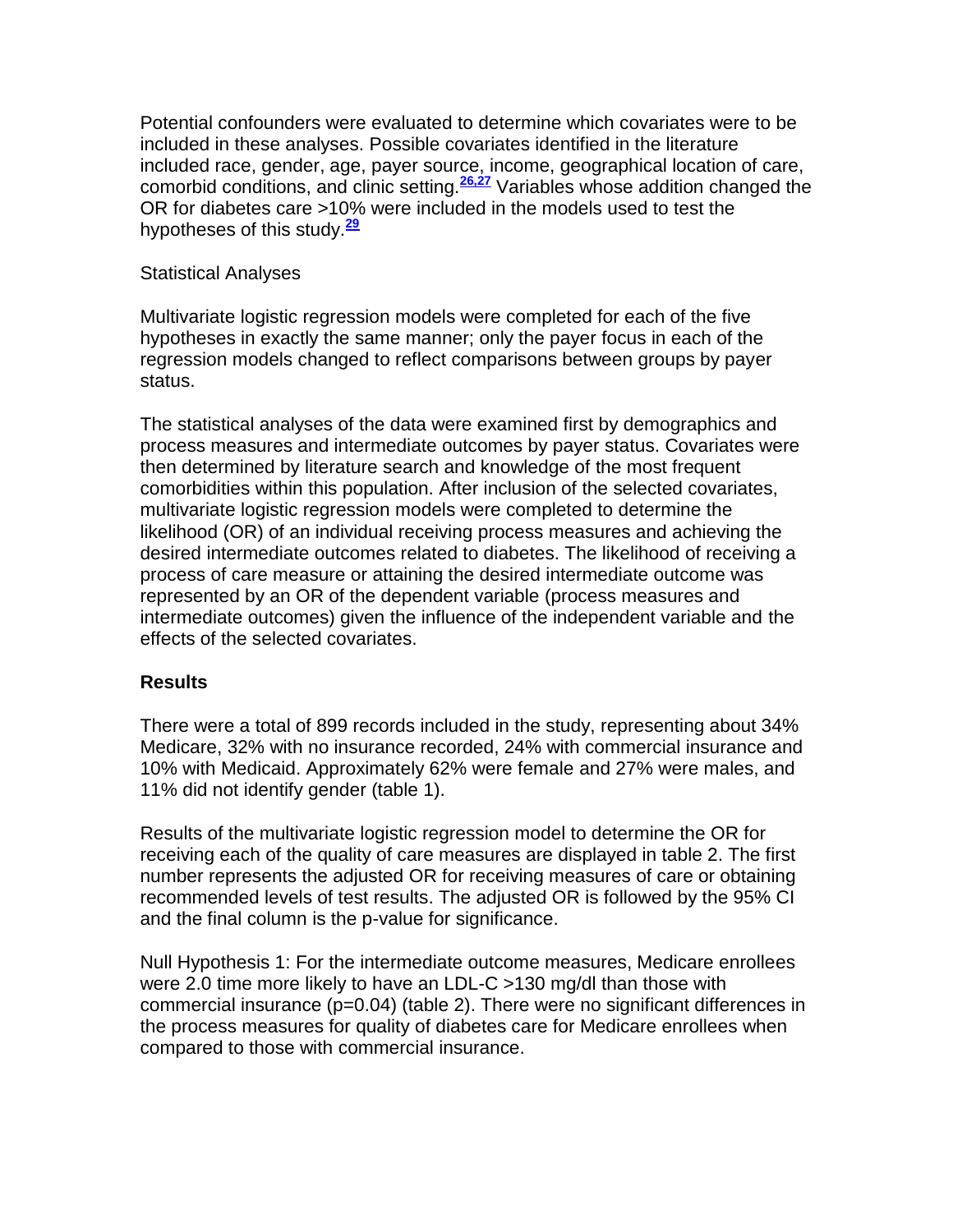Potential confounders were evaluated to determine which covariates were to be included in these analyses. Possible covariates identified in the literature included race, gender, age, payer source, income, geographical location of care, comorbid conditions, and clinic setting.[26,27] Variables whose addition changed the OR for diabetes care >10% were included in the models used to test the hypotheses of this study.[29]

Statistical Analyses

Multivariate logistic regression models were completed for each of the five hypotheses in exactly the same manner; only the payer focus in each of the regression models changed to reflect comparisons between groups by payer status.

The statistical analyses of the data were examined first by demographics and process measures and intermediate outcomes by payer status. Covariates were then determined by literature search and knowledge of the most frequent comorbidities within this population. After inclusion of the selected covariates, multivariate logistic regression models were completed to determine the likelihood (OR) of an individual receiving process measures and achieving the desired intermediate outcomes related to diabetes. The likelihood of receiving a process of care measure or attaining the desired intermediate outcome was represented by an OR of the dependent variable (process measures and intermediate outcomes) given the influence of the independent variable and the effects of the selected covariates.

## Results

There were a total of 899 records included in the study, representing about 34% Medicare, 32% with no insurance recorded, 24% with commercial insurance and 10% with Medicaid. Approximately 62% were female and 27% were males, and 11% did not identify gender (table 1).

Results of the multivariate logistic regression model to determine the OR for receiving each of the quality of care measures are displayed in table 2. The first number represents the adjusted OR for receiving measures of care or obtaining recommended levels of test results. The adjusted OR is followed by the 95% CI and the final column is the p-value for significance.

Null Hypothesis 1: For the intermediate outcome measures, Medicare enrollees were 2.0 time more likely to have an LDL-C >130 mg/dl than those with commercial insurance ($p=0.04$) (table 2). There were no significant differences in the process measures for quality of diabetes care for Medicare enrollees when compared to those with commercial insurance.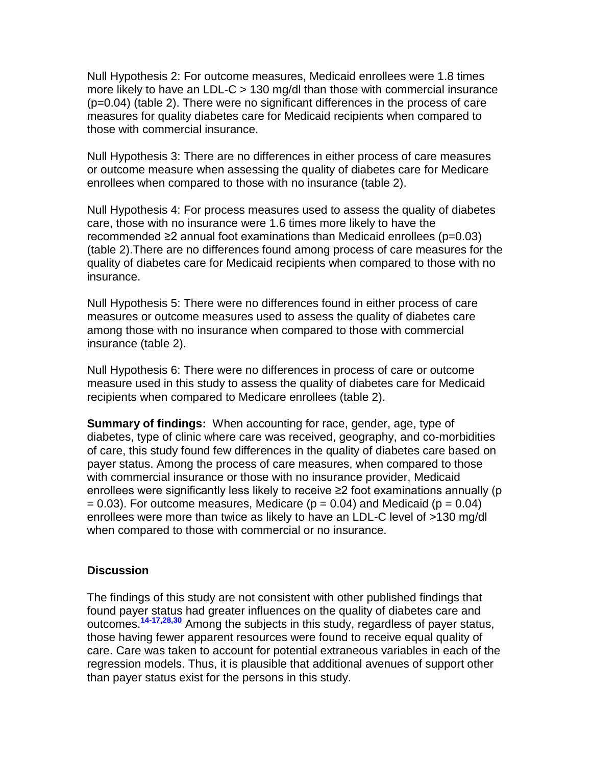Null Hypothesis 2: For outcome measures, Medicaid enrollees were 1.8 times more likely to have an LDL-C > 130 mg/dl than those with commercial insurance ($p=0.04$) (table 2). There were no significant differences in the process of care measures for quality diabetes care for Medicaid recipients when compared to those with commercial insurance.

Null Hypothesis 3: There are no differences in either process of care measures or outcome measure when assessing the quality of diabetes care for Medicare enrollees when compared to those with no insurance (table 2).

Null Hypothesis 4: For process measures used to assess the quality of diabetes care, those with no insurance were 1.6 times more likely to have the recommended ≥2 annual foot examinations than Medicaid enrollees ($p=0.03$) (table 2).There are no differences found among process of care measures for the quality of diabetes care for Medicaid recipients when compared to those with no insurance.

Null Hypothesis 5: There were no differences found in either process of care measures or outcome measures used to assess the quality of diabetes care among those with no insurance when compared to those with commercial insurance (table 2).

Null Hypothesis 6: There were no differences in process of care or outcome measure used in this study to assess the quality of diabetes care for Medicaid recipients when compared to Medicare enrollees (table 2).

**Summary of findings:** When accounting for race, gender, age, type of diabetes, type of clinic where care was received, geography, and co-morbidities of care, this study found few differences in the quality of diabetes care based on payer status. Among the process of care measures, when compared to those with commercial insurance or those with no insurance provider, Medicaid enrollees were significantly less likely to receive ≥2 foot examinations annually ($p = 0.03$). For outcome measures, Medicare ($p = 0.04$) and Medicaid ($p = 0.04$) enrollees were more than twice as likely to have an LDL-C level of >130 mg/dl when compared to those with commercial or no insurance.

## Discussion

The findings of this study are not consistent with other published findings that found payer status had greater influences on the quality of diabetes care and outcomes.[14-17,28,30] Among the subjects in this study, regardless of payer status, those having fewer apparent resources were found to receive equal quality of care. Care was taken to account for potential extraneous variables in each of the regression models. Thus, it is plausible that additional avenues of support other than payer status exist for the persons in this study.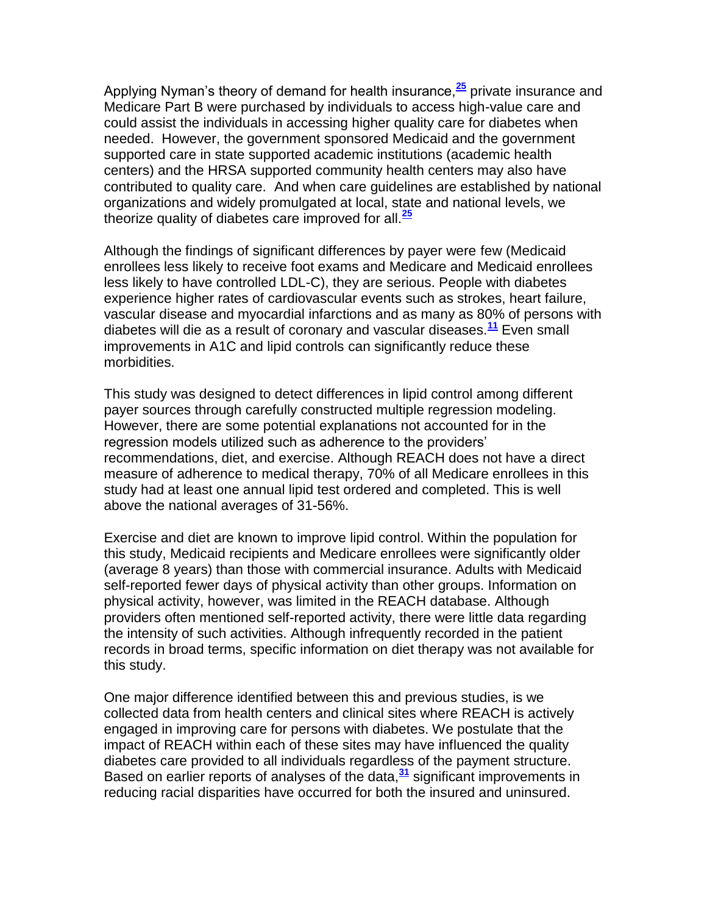Applying Nyman's theory of demand for health insurance,[25] private insurance and Medicare Part B were purchased by individuals to access high-value care and could assist the individuals in accessing higher quality care for diabetes when needed. However, the government sponsored Medicaid and the government supported care in state supported academic institutions (academic health centers) and the HRSA supported community health centers may also have contributed to quality care. And when care guidelines are established by national organizations and widely promulgated at local, state and national levels, we theorize quality of diabetes care improved for all.[25]

Although the findings of significant differences by payer were few (Medicaid enrollees less likely to receive foot exams and Medicare and Medicaid enrollees less likely to have controlled LDL-C), they are serious. People with diabetes experience higher rates of cardiovascular events such as strokes, heart failure, vascular disease and myocardial infarctions and as many as 80% of persons with diabetes will die as a result of coronary and vascular diseases.[11] Even small improvements in A1C and lipid controls can significantly reduce these morbidities.

This study was designed to detect differences in lipid control among different payer sources through carefully constructed multiple regression modeling. However, there are some potential explanations not accounted for in the regression models utilized such as adherence to the providers' recommendations, diet, and exercise. Although REACH does not have a direct measure of adherence to medical therapy, 70% of all Medicare enrollees in this study had at least one annual lipid test ordered and completed. This is well above the national averages of 31-56%.

Exercise and diet are known to improve lipid control. Within the population for this study, Medicaid recipients and Medicare enrollees were significantly older (average 8 years) than those with commercial insurance. Adults with Medicaid self-reported fewer days of physical activity than other groups. Information on physical activity, however, was limited in the REACH database. Although providers often mentioned self-reported activity, there were little data regarding the intensity of such activities. Although infrequently recorded in the patient records in broad terms, specific information on diet therapy was not available for this study.

One major difference identified between this and previous studies, is we collected data from health centers and clinical sites where REACH is actively engaged in improving care for persons with diabetes. We postulate that the impact of REACH within each of these sites may have influenced the quality diabetes care provided to all individuals regardless of the payment structure. Based on earlier reports of analyses of the data,[31] significant improvements in reducing racial disparities have occurred for both the insured and uninsured.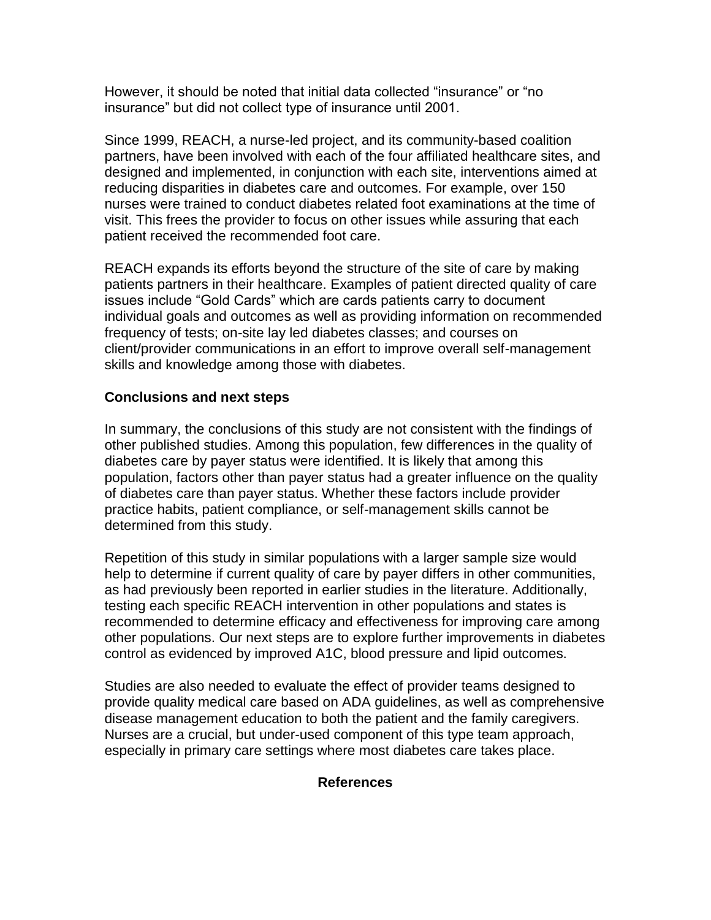However, it should be noted that initial data collected "insurance" or "no insurance" but did not collect type of insurance until 2001.

Since 1999, REACH, a nurse-led project, and its community-based coalition partners, have been involved with each of the four affiliated healthcare sites, and designed and implemented, in conjunction with each site, interventions aimed at reducing disparities in diabetes care and outcomes. For example, over 150 nurses were trained to conduct diabetes related foot examinations at the time of visit. This frees the provider to focus on other issues while assuring that each patient received the recommended foot care.

REACH expands its efforts beyond the structure of the site of care by making patients partners in their healthcare. Examples of patient directed quality of care issues include "Gold Cards" which are cards patients carry to document individual goals and outcomes as well as providing information on recommended frequency of tests; on-site lay led diabetes classes; and courses on client/provider communications in an effort to improve overall self-management skills and knowledge among those with diabetes.

**Conclusions and next steps**

In summary, the conclusions of this study are not consistent with the findings of other published studies. Among this population, few differences in the quality of diabetes care by payer status were identified. It is likely that among this population, factors other than payer status had a greater influence on the quality of diabetes care than payer status. Whether these factors include provider practice habits, patient compliance, or self-management skills cannot be determined from this study.

Repetition of this study in similar populations with a larger sample size would help to determine if current quality of care by payer differs in other communities, as had previously been reported in earlier studies in the literature. Additionally, testing each specific REACH intervention in other populations and states is recommended to determine efficacy and effectiveness for improving care among other populations. Our next steps are to explore further improvements in diabetes control as evidenced by improved A1C, blood pressure and lipid outcomes.

Studies are also needed to evaluate the effect of provider teams designed to provide quality medical care based on ADA guidelines, as well as comprehensive disease management education to both the patient and the family caregivers. Nurses are a crucial, but under-used component of this type team approach, especially in primary care settings where most diabetes care takes place.

**References**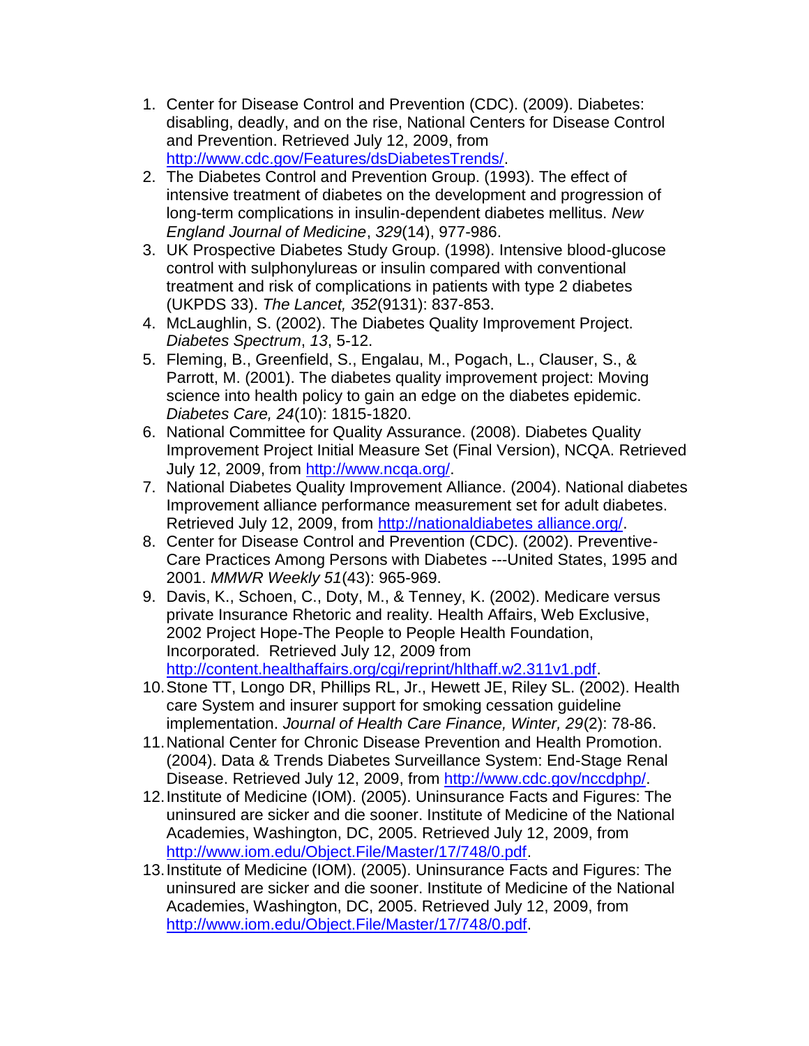1. Center for Disease Control and Prevention (CDC). (2009). Diabetes: disabling, deadly, and on the rise, National Centers for Disease Control and Prevention. Retrieved July 12, 2009, from http://www.cdc.gov/Features/dsDiabetesTrends/.
2. The Diabetes Control and Prevention Group. (1993). The effect of intensive treatment of diabetes on the development and progression of long-term complications in insulin-dependent diabetes mellitus. *New England Journal of Medicine*, *329*(14), 977-986.
3. UK Prospective Diabetes Study Group. (1998). Intensive blood-glucose control with sulphonylureas or insulin compared with conventional treatment and risk of complications in patients with type 2 diabetes (UKPDS 33). *The Lancet, 352*(9131): 837-853.
4. McLaughlin, S. (2002). The Diabetes Quality Improvement Project. *Diabetes Spectrum*, *13*, 5-12.
5. Fleming, B., Greenfield, S., Engalau, M., Pogach, L., Clauser, S., & Parrott, M. (2001). The diabetes quality improvement project: Moving science into health policy to gain an edge on the diabetes epidemic. *Diabetes Care, 24*(10): 1815-1820.
6. National Committee for Quality Assurance. (2008). Diabetes Quality Improvement Project Initial Measure Set (Final Version), NCQA. Retrieved July 12, 2009, from http://www.ncqa.org/.
7. National Diabetes Quality Improvement Alliance. (2004). National diabetes Improvement alliance performance measurement set for adult diabetes. Retrieved July 12, 2009, from http://nationaldiabetes alliance.org/.
8. Center for Disease Control and Prevention (CDC). (2002). Preventive-Care Practices Among Persons with Diabetes ---United States, 1995 and 2001. *MMWR Weekly 51*(43): 965-969.
9. Davis, K., Schoen, C., Doty, M., & Tenney, K. (2002). Medicare versus private Insurance Rhetoric and reality. Health Affairs, Web Exclusive, 2002 Project Hope-The People to People Health Foundation, Incorporated. Retrieved July 12, 2009 from http://content.healthaffairs.org/cgi/reprint/hlthaff.w2.311v1.pdf.
10. Stone TT, Longo DR, Phillips RL, Jr., Hewett JE, Riley SL. (2002). Health care System and insurer support for smoking cessation guideline implementation. *Journal of Health Care Finance, Winter, 29*(2): 78-86.
11. National Center for Chronic Disease Prevention and Health Promotion. (2004). Data & Trends Diabetes Surveillance System: End-Stage Renal Disease. Retrieved July 12, 2009, from http://www.cdc.gov/nccdphp/.
12. Institute of Medicine (IOM). (2005). Uninsurance Facts and Figures: The uninsured are sicker and die sooner. Institute of Medicine of the National Academies, Washington, DC, 2005. Retrieved July 12, 2009, from http://www.iom.edu/Object.File/Master/17/748/0.pdf.
13. Institute of Medicine (IOM). (2005). Uninsurance Facts and Figures: The uninsured are sicker and die sooner. Institute of Medicine of the National Academies, Washington, DC, 2005. Retrieved July 12, 2009, from http://www.iom.edu/Object.File/Master/17/748/0.pdf.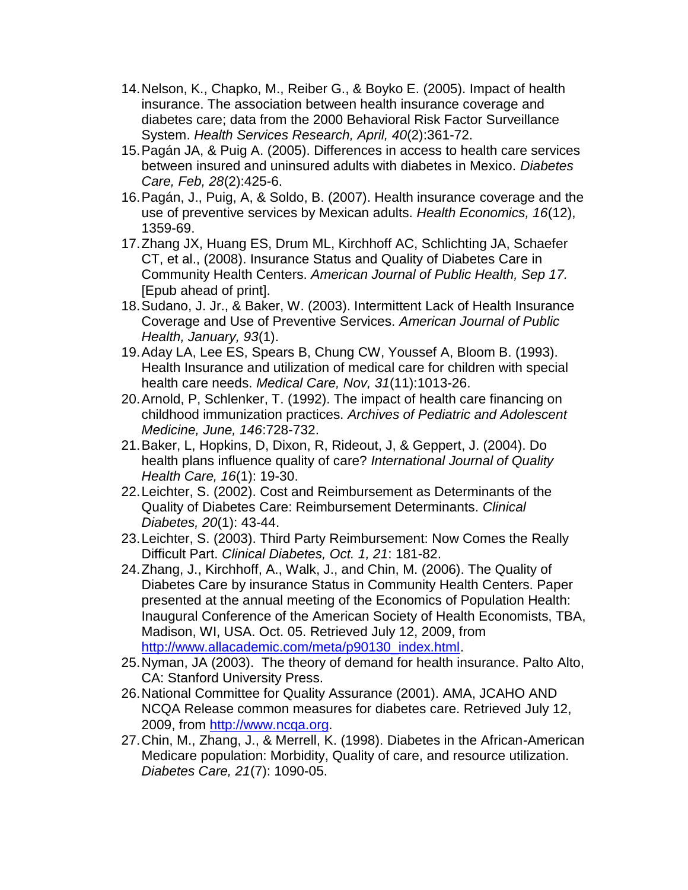14. Nelson, K., Chapko, M., Reiber G., & Boyko E. (2005). Impact of health insurance. The association between health insurance coverage and diabetes care; data from the 2000 Behavioral Risk Factor Surveillance System. *Health Services Research, April, 40*(2):361-72.
15. Pagán JA, & Puig A. (2005). Differences in access to health care services between insured and uninsured adults with diabetes in Mexico. *Diabetes Care, Feb, 28*(2):425-6.
16. Pagán, J., Puig, A, & Soldo, B. (2007). Health insurance coverage and the use of preventive services by Mexican adults. *Health Economics, 16*(12), 1359-69.
17. Zhang JX, Huang ES, Drum ML, Kirchhoff AC, Schlichting JA, Schaefer CT, et al., (2008). Insurance Status and Quality of Diabetes Care in Community Health Centers. *American Journal of Public Health, Sep 17.* [Epub ahead of print].
18. Sudano, J. Jr., & Baker, W. (2003). Intermittent Lack of Health Insurance Coverage and Use of Preventive Services. *American Journal of Public Health, January, 93*(1).
19. Aday LA, Lee ES, Spears B, Chung CW, Youssef A, Bloom B. (1993). Health Insurance and utilization of medical care for children with special health care needs. *Medical Care, Nov, 31*(11):1013-26.
20. Arnold, P, Schlenker, T. (1992). The impact of health care financing on childhood immunization practices. *Archives of Pediatric and Adolescent Medicine, June, 146*:728-732.
21. Baker, L, Hopkins, D, Dixon, R, Rideout, J, & Geppert, J. (2004). Do health plans influence quality of care? *International Journal of Quality Health Care, 16*(1): 19-30.
22. Leichter, S. (2002). Cost and Reimbursement as Determinants of the Quality of Diabetes Care: Reimbursement Determinants. *Clinical Diabetes, 20*(1): 43-44.
23. Leichter, S. (2003). Third Party Reimbursement: Now Comes the Really Difficult Part. *Clinical Diabetes, Oct. 1, 21*: 181-82.
24. Zhang, J., Kirchhoff, A., Walk, J., and Chin, M. (2006). The Quality of Diabetes Care by insurance Status in Community Health Centers. Paper presented at the annual meeting of the Economics of Population Health: Inaugural Conference of the American Society of Health Economists, TBA, Madison, WI, USA. Oct. 05. Retrieved July 12, 2009, from [http://www.allacademic.com/meta/p90130_index.html](http://www.allacademic.com/meta/p90130_index.html).
25. Nyman, JA (2003). The theory of demand for health insurance. Palto Alto, CA: Stanford University Press.
26. National Committee for Quality Assurance (2001). AMA, JCAHO AND NCQA Release common measures for diabetes care. Retrieved July 12, 2009, from [http://www.ncqa.org](http://www.ncqa.org).
27. Chin, M., Zhang, J., & Merrell, K. (1998). Diabetes in the African-American Medicare population: Morbidity, Quality of care, and resource utilization. *Diabetes Care, 21*(7): 1090-05.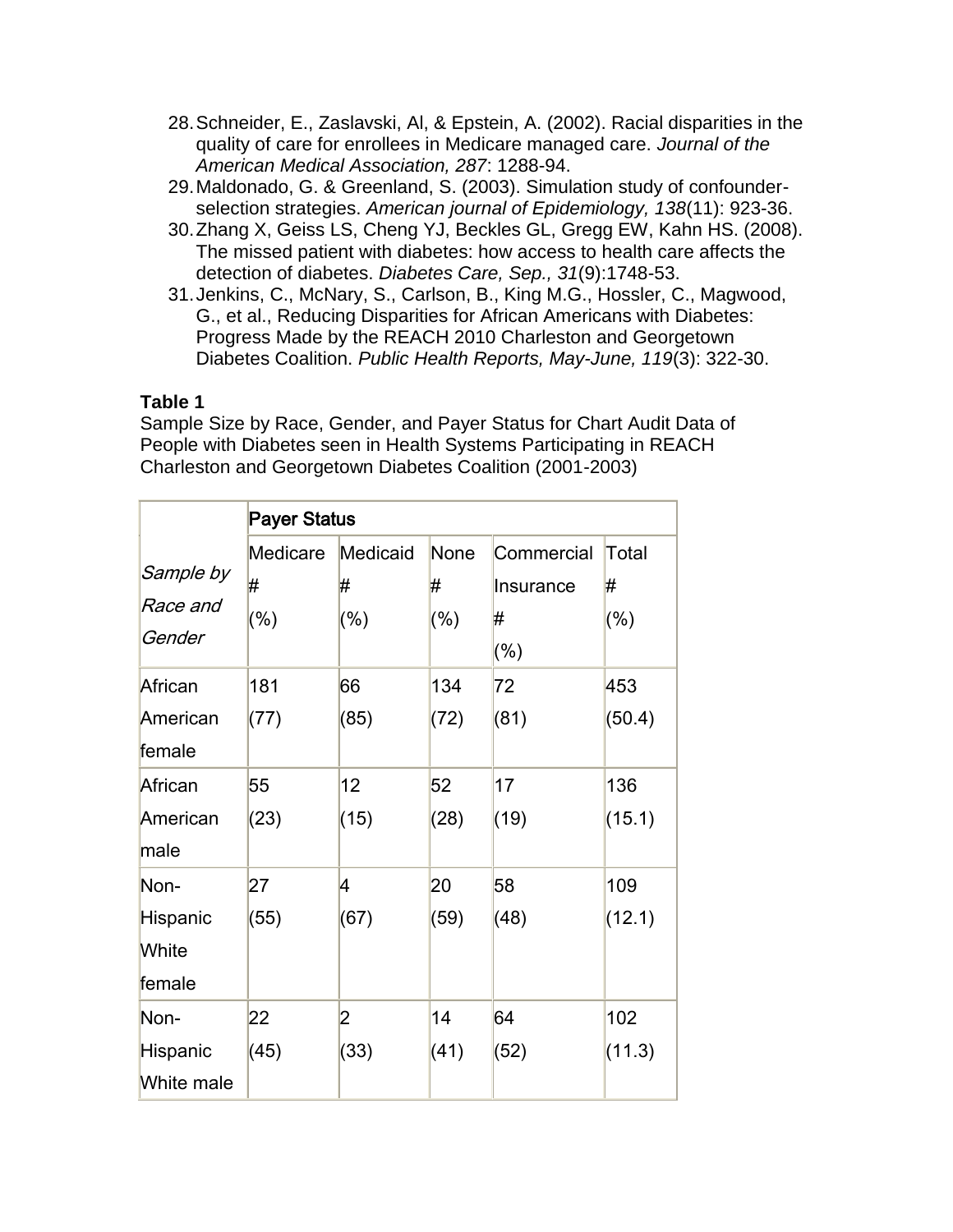28. Schneider, E., Zaslavski, Al, & Epstein, A. (2002). Racial disparities in the quality of care for enrollees in Medicare managed care. *Journal of the American Medical Association, 287*: 1288-94.
29. Maldonado, G. & Greenland, S. (2003). Simulation study of confounder-selection strategies. *American journal of Epidemiology, 138*(11): 923-36.
30. Zhang X, Geiss LS, Cheng YJ, Beckles GL, Gregg EW, Kahn HS. (2008). The missed patient with diabetes: how access to health care affects the detection of diabetes. *Diabetes Care, Sep., 31*(9):1748-53.
31. Jenkins, C., McNary, S., Carlson, B., King M.G., Hossler, C., Magwood, G., et al., Reducing Disparities for African Americans with Diabetes: Progress Made by the REACH 2010 Charleston and Georgetown Diabetes Coalition. *Public Health Reports, May-June, 119*(3): 322-30.

**Table 1**

Sample Size by Race, Gender, and Payer Status for Chart Audit Data of People with Diabetes seen in Health Systems Participating in REACH Charleston and Georgetown Diabetes Coalition (2001-2003)

| | **Payer Status** | | | | |
|---|---|---|---|---|---|
| *Sample by Race and Gender* | Medicare # (%) | Medicaid # (%) | None # (%) | Commercial Insurance # (%) | Total # (%) |
| African American female | 181 (77) | 66 (85) | 134 (72) | 72 (81) | 453 (50.4) |
| African American male | 55 (23) | 12 (15) | 52 (28) | 17 (19) | 136 (15.1) |
| Non-Hispanic White female | 27 (55) | 4 (67) | 20 (59) | 58 (48) | 109 (12.1) |
| Non-Hispanic White male | 22 (45) | 2 (33) | 14 (41) | 64 (52) | 102 (11.3) |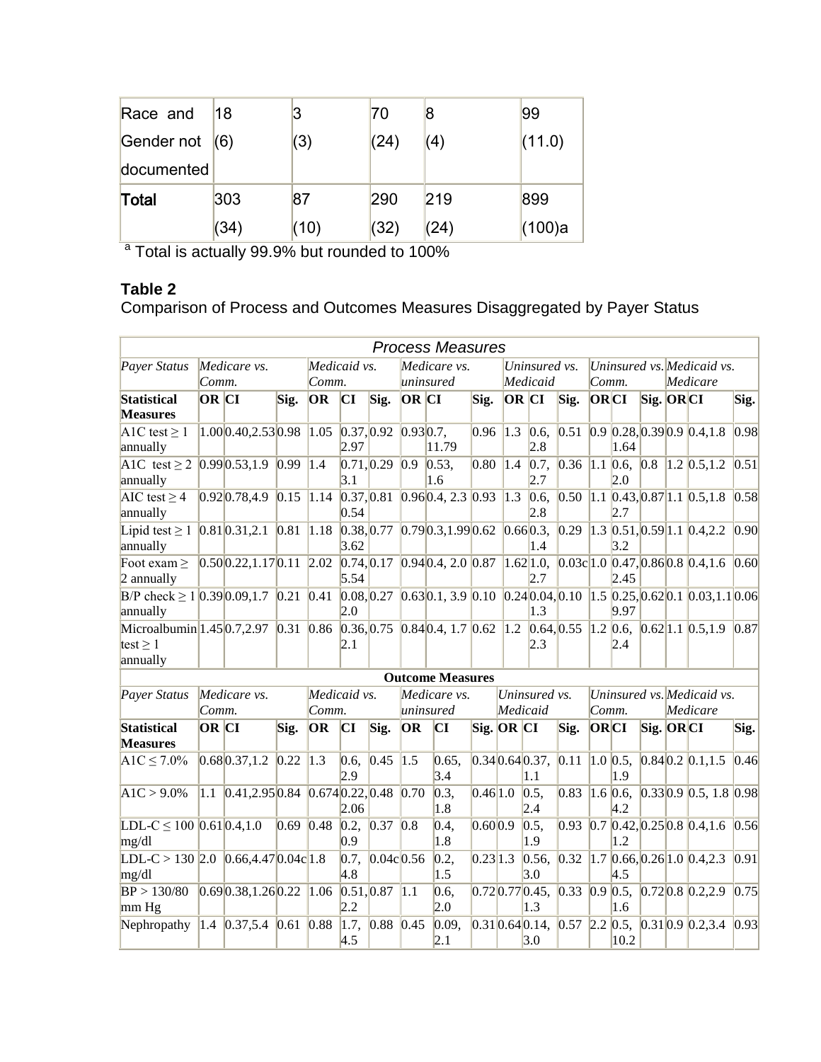| Race and Gender not documented | 18 (6) | 3 (3) | 70 (24) | 8 (4) | 99 (11.0) |
|---|---|---|---|---|---|
| **Total** | 303 (34) | 87 (10) | 290 (32) | 219 (24) | 899 (100)a |

[a] Total is actually 99.9% but rounded to 100%

### Table 2

Comparison of Process and Outcomes Measures Disaggregated by Payer Status

| *Process Measures* | | | | | | | | | | | | | | | | | | |
|---|---|---|---|---|---|---|---|---|---|---|---|---|---|---|---|---|---|---|
| *Payer Status* | *Medicare vs. Comm.* | | | *Medicaid vs. Comm.* | | | *Medicare vs. uninsured* | | | *Uninsured vs. Medicaid* | | | *Uninsured vs. Comm.* | | | *Medicaid vs. Medicare* | | |
| **Statistical Measures** | **OR** | **CI** | **Sig.** | **OR** | **CI** | **Sig.** | **OR** | **CI** | **Sig.** | **OR** | **CI** | **Sig.** | **OR** | **CI** | **Sig.** | **OR** | **CI** | **Sig.** |
| A1C test ≥ 1 annually | 1.00 | 0.40,2.53 | 0.98 | 1.05 | 0.37, 2.97 | 0.92 | 0.93 | 0.7, 11.79 | 0.96 | 1.3 | 0.6, 2.8 | 0.51 | 0.9 | 0.28, 1.64 | 0.39 | 0.9 | 0.4,1.8 | 0.98 |
| A1C test ≥ 2 annually | 0.99 | 0.53,1.9 | 0.99 | 1.4 | 0.71, 3.1 | 0.29 | 0.9 | 0.53, 1.6 | 0.80 | 1.4 | 0.7, 2.7 | 0.36 | 1.1 | 0.6, 2.0 | 0.8 | 1.2 | 0.5,1.2 | 0.51 |
| AIC test ≥ 4 annually | 0.92 | 0.78,4.9 | 0.15 | 1.14 | 0.37, 0.54 | 0.81 | 0.96 | 0.4, 2.3 | 0.93 | 1.3 | 0.6, 2.8 | 0.50 | 1.1 | 0.43, 2.7 | 0.87 | 1.1 | 0.5,1.8 | 0.58 |
| Lipid test ≥ 1 annually | 0.81 | 0.31,2.1 | 0.81 | 1.18 | 0.38, 3.62 | 0.77 | 0.79 | 0.3,1.99 | 0.62 | 0.66 | 0.3, 1.4 | 0.29 | 1.3 | 0.51, 3.2 | 0.59 | 1.1 | 0.4,2.2 | 0.90 |
| Foot exam ≥ 2 annually | 0.50 | 0.22,1.17 | 0.11 | 2.02 | 0.74, 5.54 | 0.17 | 0.94 | 0.4, 2.0 | 0.87 | 1.62 | 1.0, 2.7 | 0.03c | 1.0 | 0.47, 2.45 | 0.86 | 0.8 | 0.4,1.6 | 0.60 |
| B/P check ≥ 1 annually | 0.39 | 0.09,1.7 | 0.21 | 0.41 | 0.08, 2.0 | 0.27 | 0.63 | 0.1, 3.9 | 0.10 | 0.24 | 0.04, 1.3 | 0.10 | 1.5 | 0.25, 9.97 | 0.62 | 0.1 | 0.03,1.1 | 0.06 |
| Microalbumin test ≥ 1 annually | 1.45 | 0.7,2.97 | 0.31 | 0.86 | 0.36, 2.1 | 0.75 | 0.84 | 0.4, 1.7 | 0.62 | 1.2 | 0.64, 2.3 | 0.55 | 1.2 | 0.6, 2.4 | 0.62 | 1.1 | 0.5,1.9 | 0.87 |
| **Outcome Measures** | | | | | | | | | | | | | | | | | | |
| *Payer Status* | *Medicare vs. Comm.* | | | *Medicaid vs. Comm.* | | | *Medicare vs. uninsured* | | | *Uninsured vs. Medicaid* | | | *Uninsured vs. Comm.* | | | *Medicaid vs. Medicare* | | |
| **Statistical Measures** | **OR** | **CI** | **Sig.** | **OR** | **CI** | **Sig.** | **OR** | **CI** | **Sig.** | **OR** | **CI** | **Sig.** | **OR** | **CI** | **Sig.** | **OR** | **CI** | **Sig.** |
| A1C ≤ 7.0% | 0.68 | 0.37,1.2 | 0.22 | 1.3 | 0.6, 2.9 | 0.45 | 1.5 | 0.65, 3.4 | 0.34 | 0.64 | 0.37, 1.1 | 0.11 | 1.0 | 0.5, 1.9 | 0.84 | 0.2 | 0.1,1.5 | 0.46 |
| A1C > 9.0% | 1.1 | 0.41,2.95 | 0.84 | 0.674 | 0.22, 2.06 | 0.48 | 0.70 | 0.3, 1.8 | 0.46 | 1.0 | 0.5, 2.4 | 0.83 | 1.6 | 0.6, 4.2 | 0.33 | 0.9 | 0.5, 1.8 | 0.98 |
| LDL-C ≤ 100 mg/dl | 0.61 | 0.4,1.0 | 0.69 | 0.48 | 0.2, 0.9 | 0.37 | 0.8 | 0.4, 1.8 | 0.60 | 0.9 | 0.5, 1.9 | 0.93 | 0.7 | 0.42, 1.2 | 0.25 | 0.8 | 0.4,1.6 | 0.56 |
| LDL-C > 130 mg/dl | 2.0 | 0.66,4.47 | 0.04c | 1.8 | 0.7, 4.8 | 0.04c | 0.56 | 0.2, 1.5 | 0.23 | 1.3 | 0.56, 3.0 | 0.32 | 1.7 | 0.66, 4.5 | 0.26 | 1.0 | 0.4,2.3 | 0.91 |
| BP > 130/80 mm Hg | 0.69 | 0.38,1.26 | 0.22 | 1.06 | 0.51, 2.2 | 0.87 | 1.1 | 0.6, 2.0 | 0.72 | 0.77 | 0.45, 1.3 | 0.33 | 0.9 | 0.5, 1.6 | 0.72 | 0.8 | 0.2,2.9 | 0.75 |
| Nephropathy | 1.4 | 0.37,5.4 | 0.61 | 0.88 | 1.7, 4.5 | 0.88 | 0.45 | 0.09, 2.1 | 0.31 | 0.64 | 0.14, 3.0 | 0.57 | 2.2 | 0.5, 10.2 | 0.31 | 0.9 | 0.2,3.4 | 0.93 |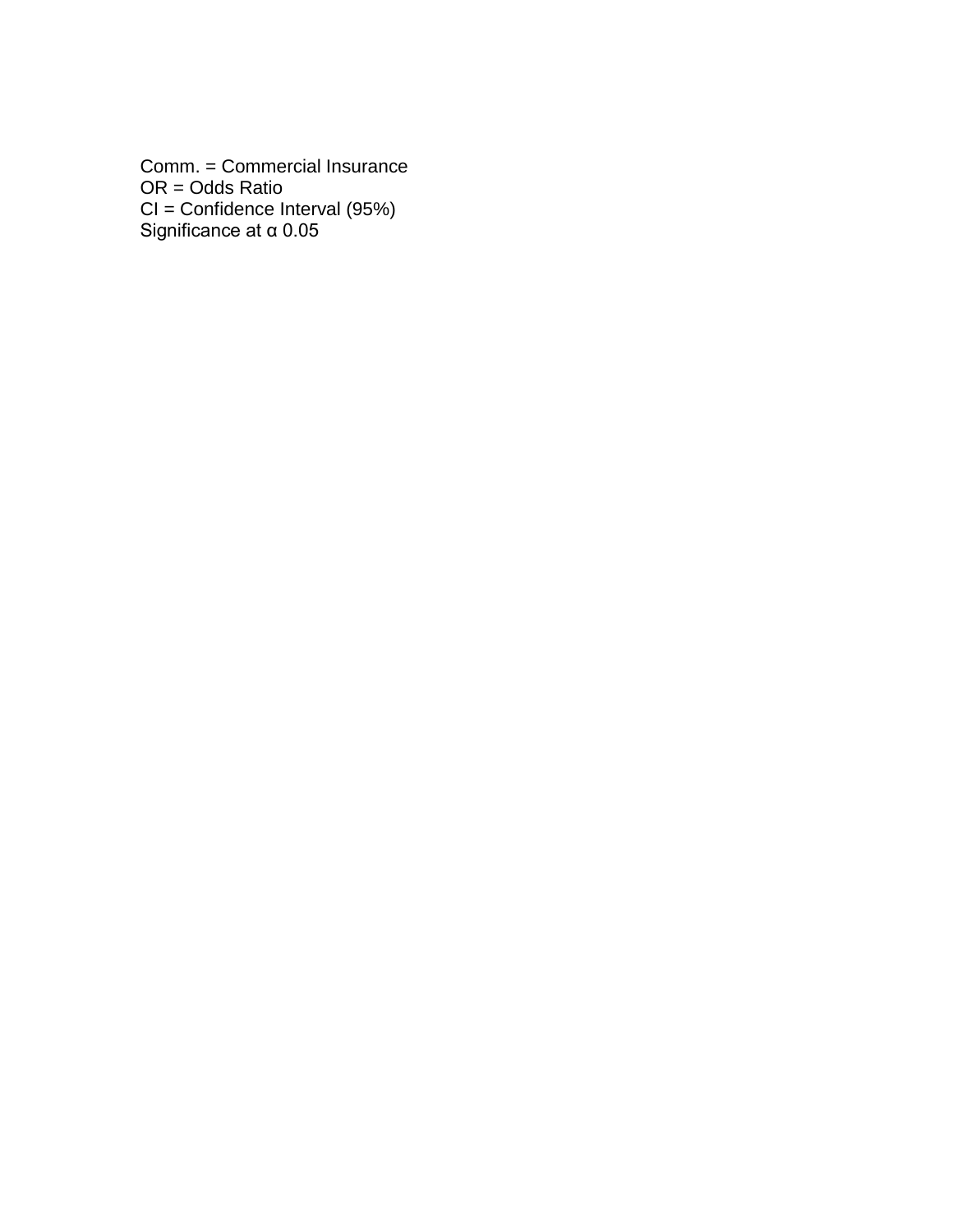Comm. = Commercial Insurance
OR = Odds Ratio
CI = Confidence Interval (95%)
Significance at α 0.05